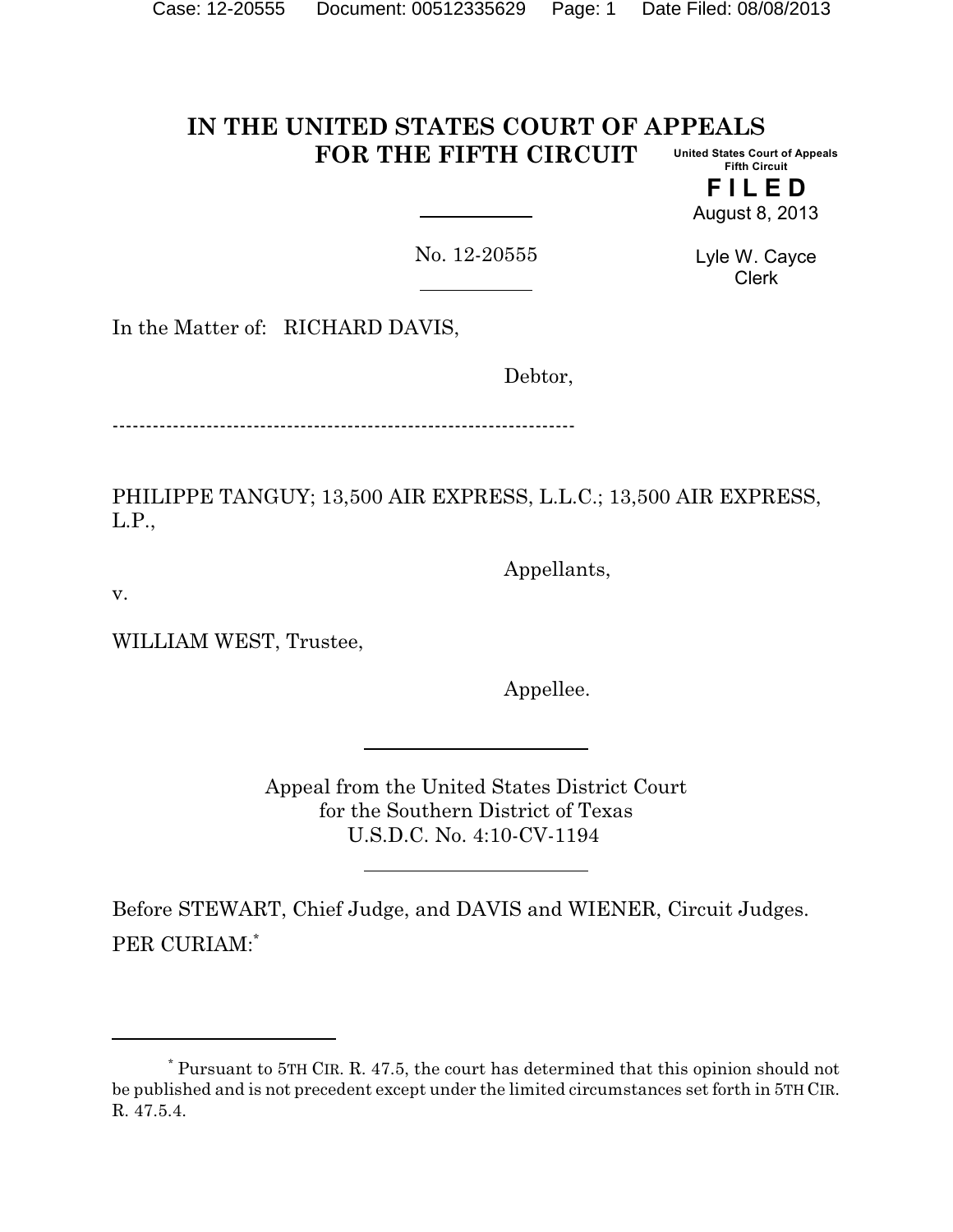# IN THE UNITED STATES COURT OF APPEALS FOR THE FIFTH CIRCUIT

United States Court of Appeals
Fifth Circuit

**F I L E D**
August 8, 2013

Lyle W. Cayce
Clerk

No. 12-20555

In the Matter of: RICHARD DAVIS,

Debtor,

---

PHILIPPE TANGUY; 13,500 AIR EXPRESS, L.L.C.; 13,500 AIR EXPRESS, L.P.,

Appellants,

v.

WILLIAM WEST, Trustee,

Appellee.

Appeal from the United States District Court
for the Southern District of Texas
U.S.D.C. No. 4:10-CV-1194

Before STEWART, Chief Judge, and DAVIS and WIENER, Circuit Judges.

PER CURIAM:[*]

[*] Pursuant to 5TH CIR. R. 47.5, the court has determined that this opinion should not be published and is not precedent except under the limited circumstances set forth in 5TH CIR. R. 47.5.4.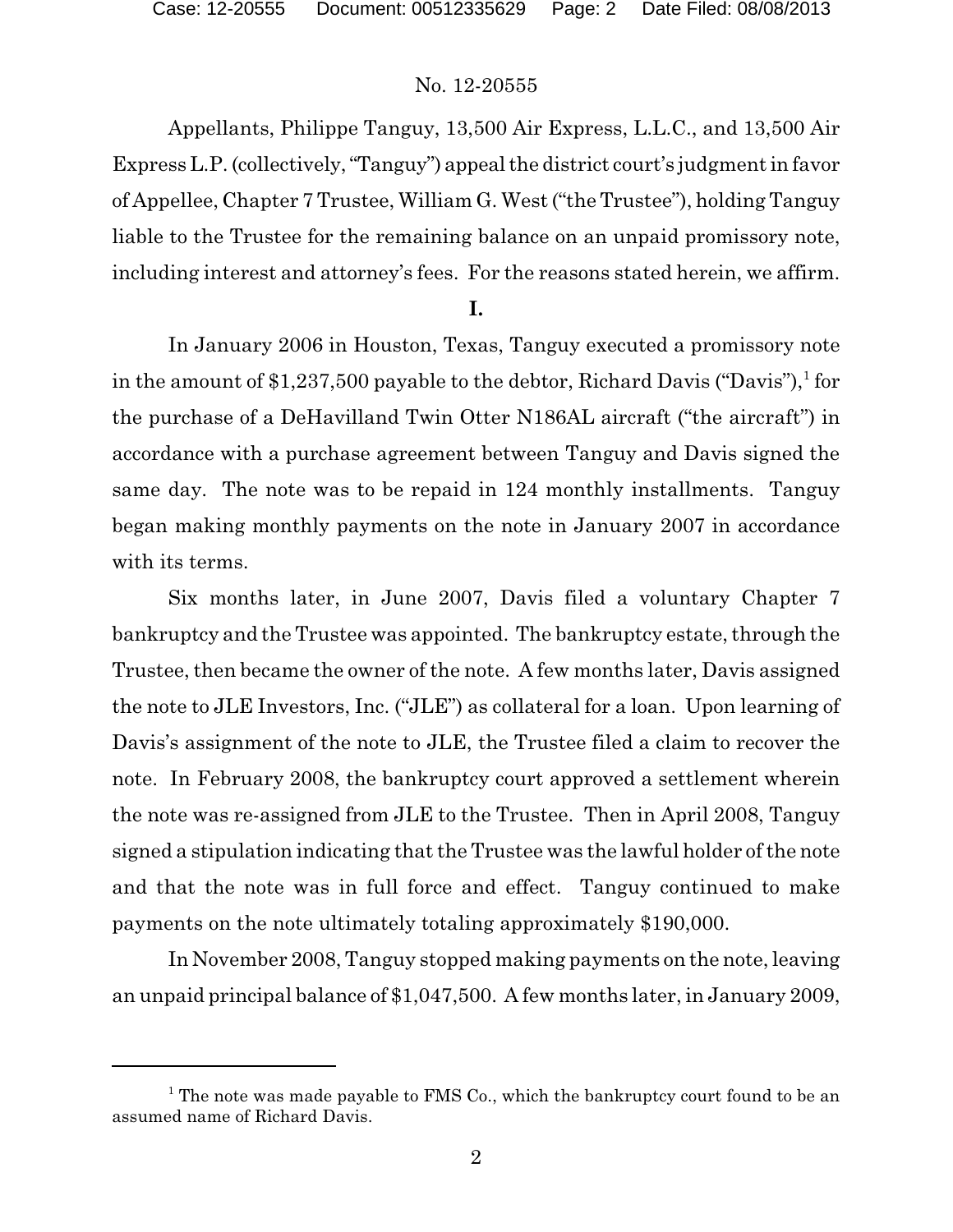Appellants, Philippe Tanguy, 13,500 Air Express, L.L.C., and 13,500 Air Express L.P. (collectively, "Tanguy") appeal the district court's judgment in favor of Appellee, Chapter 7 Trustee, William G. West ("the Trustee"), holding Tanguy liable to the Trustee for the remaining balance on an unpaid promissory note, including interest and attorney's fees. For the reasons stated herein, we affirm.

**I.**

In January 2006 in Houston, Texas, Tanguy executed a promissory note in the amount of $1,237,500 payable to the debtor, Richard Davis ("Davis"),[1] for the purchase of a DeHavilland Twin Otter N186AL aircraft ("the aircraft") in accordance with a purchase agreement between Tanguy and Davis signed the same day. The note was to be repaid in 124 monthly installments. Tanguy began making monthly payments on the note in January 2007 in accordance with its terms.

Six months later, in June 2007, Davis filed a voluntary Chapter 7 bankruptcy and the Trustee was appointed. The bankruptcy estate, through the Trustee, then became the owner of the note. A few months later, Davis assigned the note to JLE Investors, Inc. ("JLE") as collateral for a loan. Upon learning of Davis's assignment of the note to JLE, the Trustee filed a claim to recover the note. In February 2008, the bankruptcy court approved a settlement wherein the note was re-assigned from JLE to the Trustee. Then in April 2008, Tanguy signed a stipulation indicating that the Trustee was the lawful holder of the note and that the note was in full force and effect. Tanguy continued to make payments on the note ultimately totaling approximately $190,000.

In November 2008, Tanguy stopped making payments on the note, leaving an unpaid principal balance of $1,047,500. A few months later, in January 2009,

[1] The note was made payable to FMS Co., which the bankruptcy court found to be an assumed name of Richard Davis.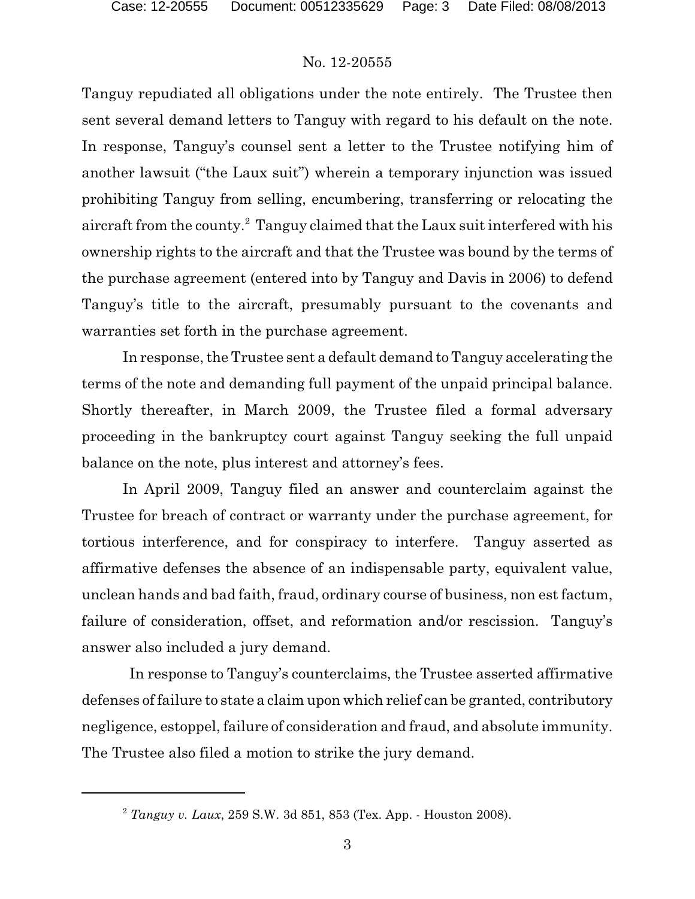Tanguy repudiated all obligations under the note entirely. The Trustee then sent several demand letters to Tanguy with regard to his default on the note. In response, Tanguy's counsel sent a letter to the Trustee notifying him of another lawsuit ("the Laux suit") wherein a temporary injunction was issued prohibiting Tanguy from selling, encumbering, transferring or relocating the aircraft from the county.[2] Tanguy claimed that the Laux suit interfered with his ownership rights to the aircraft and that the Trustee was bound by the terms of the purchase agreement (entered into by Tanguy and Davis in 2006) to defend Tanguy's title to the aircraft, presumably pursuant to the covenants and warranties set forth in the purchase agreement.

In response, the Trustee sent a default demand to Tanguy accelerating the terms of the note and demanding full payment of the unpaid principal balance. Shortly thereafter, in March 2009, the Trustee filed a formal adversary proceeding in the bankruptcy court against Tanguy seeking the full unpaid balance on the note, plus interest and attorney's fees.

In April 2009, Tanguy filed an answer and counterclaim against the Trustee for breach of contract or warranty under the purchase agreement, for tortious interference, and for conspiracy to interfere. Tanguy asserted as affirmative defenses the absence of an indispensable party, equivalent value, unclean hands and bad faith, fraud, ordinary course of business, non est factum, failure of consideration, offset, and reformation and/or rescission. Tanguy's answer also included a jury demand.

In response to Tanguy's counterclaims, the Trustee asserted affirmative defenses of failure to state a claim upon which relief can be granted, contributory negligence, estoppel, failure of consideration and fraud, and absolute immunity. The Trustee also filed a motion to strike the jury demand.

---

[2] *Tanguy v. Laux*, 259 S.W. 3d 851, 853 (Tex. App. - Houston 2008).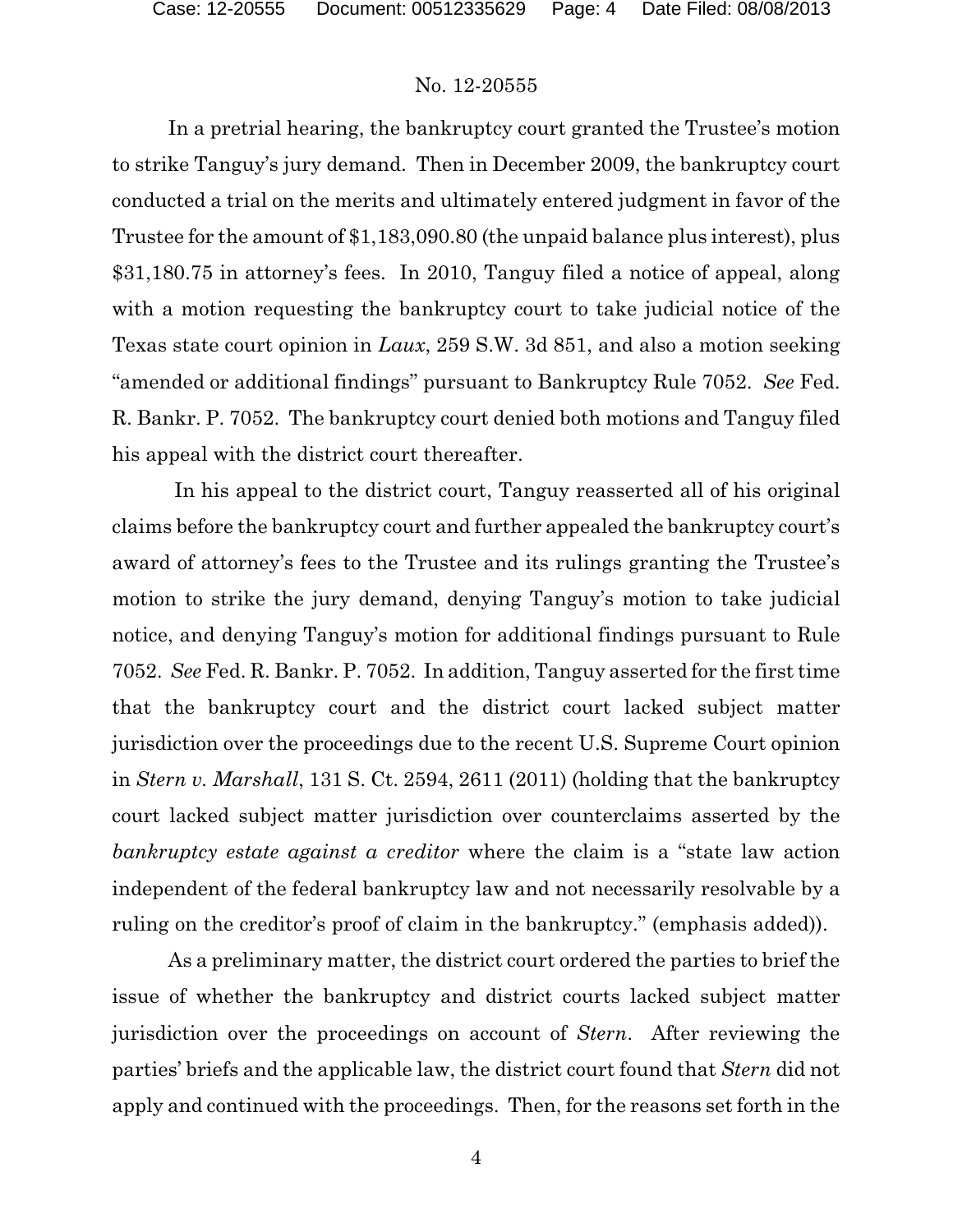In a pretrial hearing, the bankruptcy court granted the Trustee's motion to strike Tanguy's jury demand. Then in December 2009, the bankruptcy court conducted a trial on the merits and ultimately entered judgment in favor of the Trustee for the amount of $1,183,090.80 (the unpaid balance plus interest), plus $31,180.75 in attorney's fees. In 2010, Tanguy filed a notice of appeal, along with a motion requesting the bankruptcy court to take judicial notice of the Texas state court opinion in *Laux*, 259 S.W. 3d 851, and also a motion seeking "amended or additional findings" pursuant to Bankruptcy Rule 7052. *See* Fed. R. Bankr. P. 7052. The bankruptcy court denied both motions and Tanguy filed his appeal with the district court thereafter.

In his appeal to the district court, Tanguy reasserted all of his original claims before the bankruptcy court and further appealed the bankruptcy court's award of attorney's fees to the Trustee and its rulings granting the Trustee's motion to strike the jury demand, denying Tanguy's motion to take judicial notice, and denying Tanguy's motion for additional findings pursuant to Rule 7052. *See* Fed. R. Bankr. P. 7052. In addition, Tanguy asserted for the first time that the bankruptcy court and the district court lacked subject matter jurisdiction over the proceedings due to the recent U.S. Supreme Court opinion in *Stern v. Marshall*, 131 S. Ct. 2594, 2611 (2011) (holding that the bankruptcy court lacked subject matter jurisdiction over counterclaims asserted by the *bankruptcy estate against a creditor* where the claim is a "state law action independent of the federal bankruptcy law and not necessarily resolvable by a ruling on the creditor's proof of claim in the bankruptcy." (emphasis added)).

As a preliminary matter, the district court ordered the parties to brief the issue of whether the bankruptcy and district courts lacked subject matter jurisdiction over the proceedings on account of *Stern*. After reviewing the parties' briefs and the applicable law, the district court found that *Stern* did not apply and continued with the proceedings. Then, for the reasons set forth in the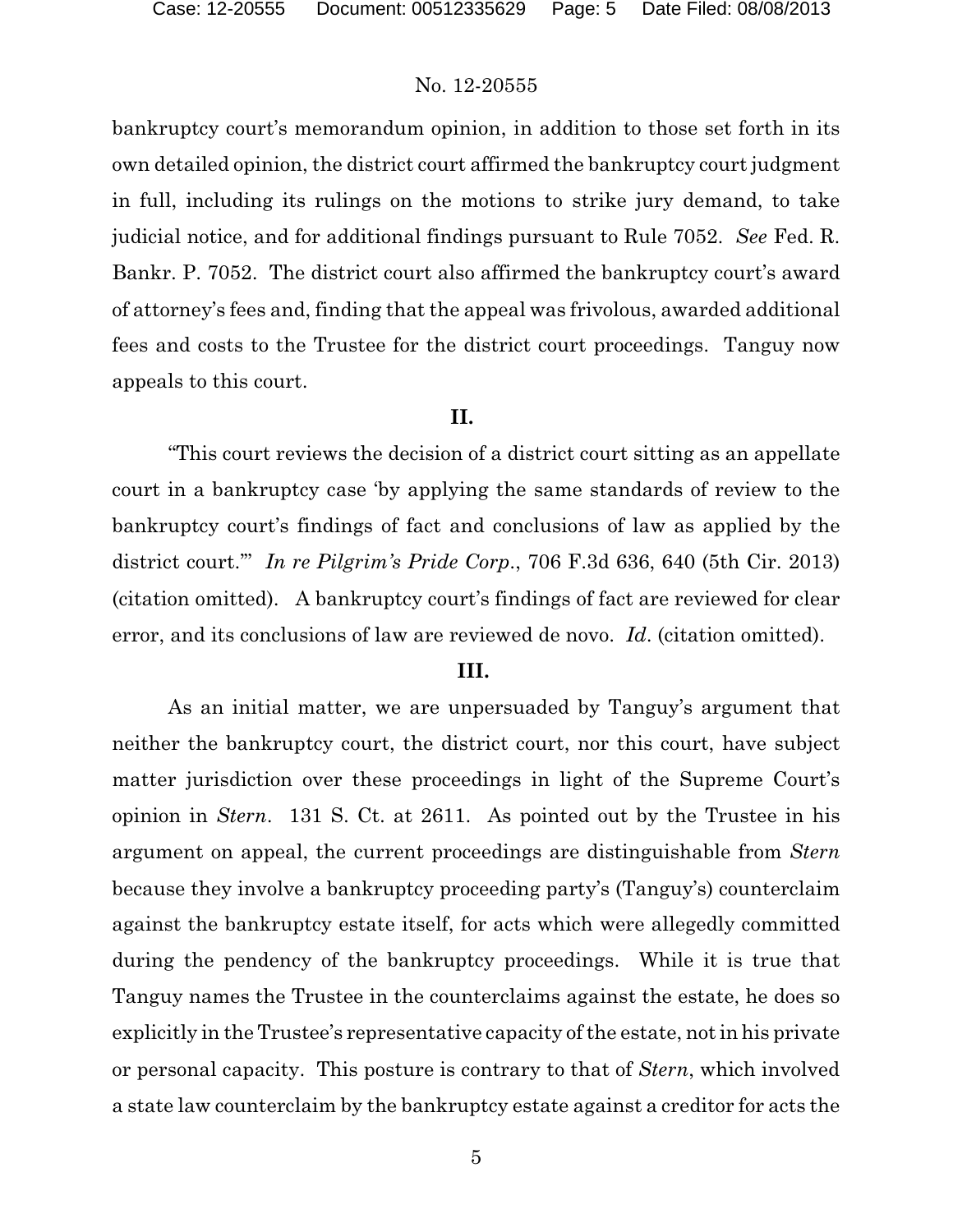bankruptcy court's memorandum opinion, in addition to those set forth in its own detailed opinion, the district court affirmed the bankruptcy court judgment in full, including its rulings on the motions to strike jury demand, to take judicial notice, and for additional findings pursuant to Rule 7052. *See* Fed. R. Bankr. P. 7052. The district court also affirmed the bankruptcy court's award of attorney's fees and, finding that the appeal was frivolous, awarded additional fees and costs to the Trustee for the district court proceedings. Tanguy now appeals to this court.

## II.

"This court reviews the decision of a district court sitting as an appellate court in a bankruptcy case 'by applying the same standards of review to the bankruptcy court's findings of fact and conclusions of law as applied by the district court.'" *In re Pilgrim's Pride Corp.*, 706 F.3d 636, 640 (5th Cir. 2013) (citation omitted). A bankruptcy court's findings of fact are reviewed for clear error, and its conclusions of law are reviewed de novo. *Id*. (citation omitted).

## III.

As an initial matter, we are unpersuaded by Tanguy's argument that neither the bankruptcy court, the district court, nor this court, have subject matter jurisdiction over these proceedings in light of the Supreme Court's opinion in *Stern*. 131 S. Ct. at 2611. As pointed out by the Trustee in his argument on appeal, the current proceedings are distinguishable from *Stern* because they involve a bankruptcy proceeding party's (Tanguy's) counterclaim against the bankruptcy estate itself, for acts which were allegedly committed during the pendency of the bankruptcy proceedings. While it is true that Tanguy names the Trustee in the counterclaims against the estate, he does so explicitly in the Trustee's representative capacity of the estate, not in his private or personal capacity. This posture is contrary to that of *Stern*, which involved a state law counterclaim by the bankruptcy estate against a creditor for acts the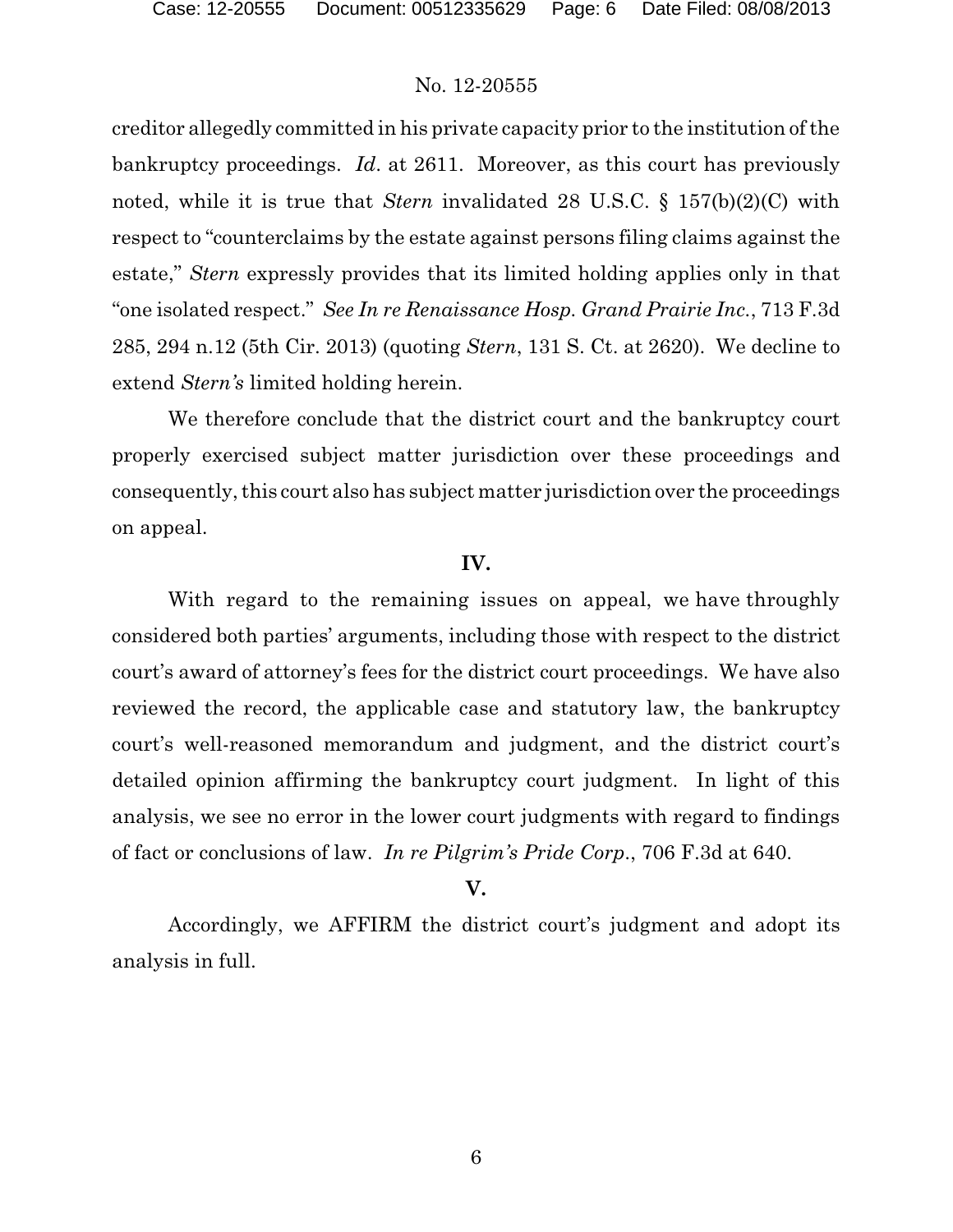creditor allegedly committed in his private capacity prior to the institution of the bankruptcy proceedings. *Id*. at 2611. Moreover, as this court has previously noted, while it is true that *Stern* invalidated 28 U.S.C. § 157(b)(2)(C) with respect to "counterclaims by the estate against persons filing claims against the estate," *Stern* expressly provides that its limited holding applies only in that "one isolated respect." *See In re Renaissance Hosp. Grand Prairie Inc.*, 713 F.3d 285, 294 n.12 (5th Cir. 2013) (quoting *Stern*, 131 S. Ct. at 2620). We decline to extend *Stern's* limited holding herein.

We therefore conclude that the district court and the bankruptcy court properly exercised subject matter jurisdiction over these proceedings and consequently, this court also has subject matter jurisdiction over the proceedings on appeal.

## IV.

With regard to the remaining issues on appeal, we have throughly considered both parties' arguments, including those with respect to the district court's award of attorney's fees for the district court proceedings. We have also reviewed the record, the applicable case and statutory law, the bankruptcy court's well-reasoned memorandum and judgment, and the district court's detailed opinion affirming the bankruptcy court judgment. In light of this analysis, we see no error in the lower court judgments with regard to findings of fact or conclusions of law. *In re Pilgrim's Pride Corp.*, 706 F.3d at 640.

## V.

Accordingly, we AFFIRM the district court's judgment and adopt its analysis in full.